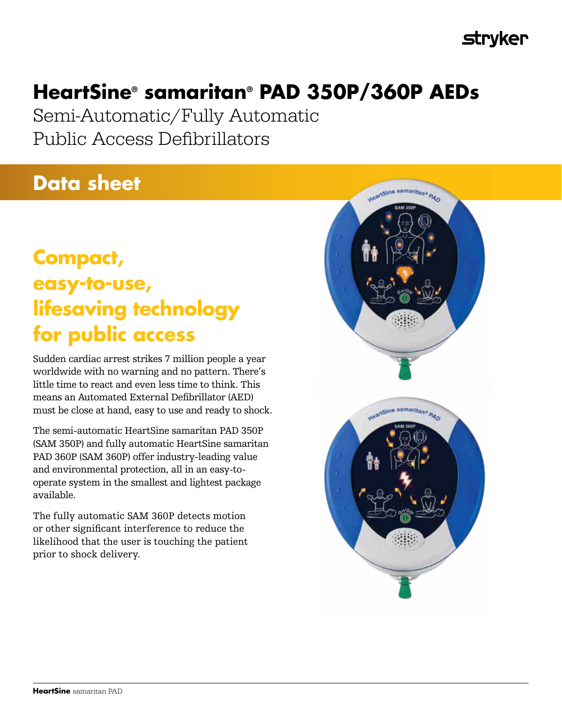# HeartSine® samaritan® PAD 350P/360P AEDs

Semi-Automatic/Fully Automatic
Public Access Defibrillators

## Data sheet

## Compact, easy-to-use, lifesaving technology for public access

Sudden cardiac arrest strikes 7 million people a year worldwide with no warning and no pattern. There's little time to react and even less time to think. This means an Automated External Defibrillator (AED) must be close at hand, easy to use and ready to shock.

The semi-automatic HeartSine samaritan PAD 350P (SAM 350P) and fully automatic HeartSine samaritan PAD 360P (SAM 360P) offer industry-leading value and environmental protection, all in an easy-to-operate system in the smallest and lightest package available.

The fully automatic SAM 360P detects motion or other significant interference to reduce the likelihood that the user is touching the patient prior to shock delivery.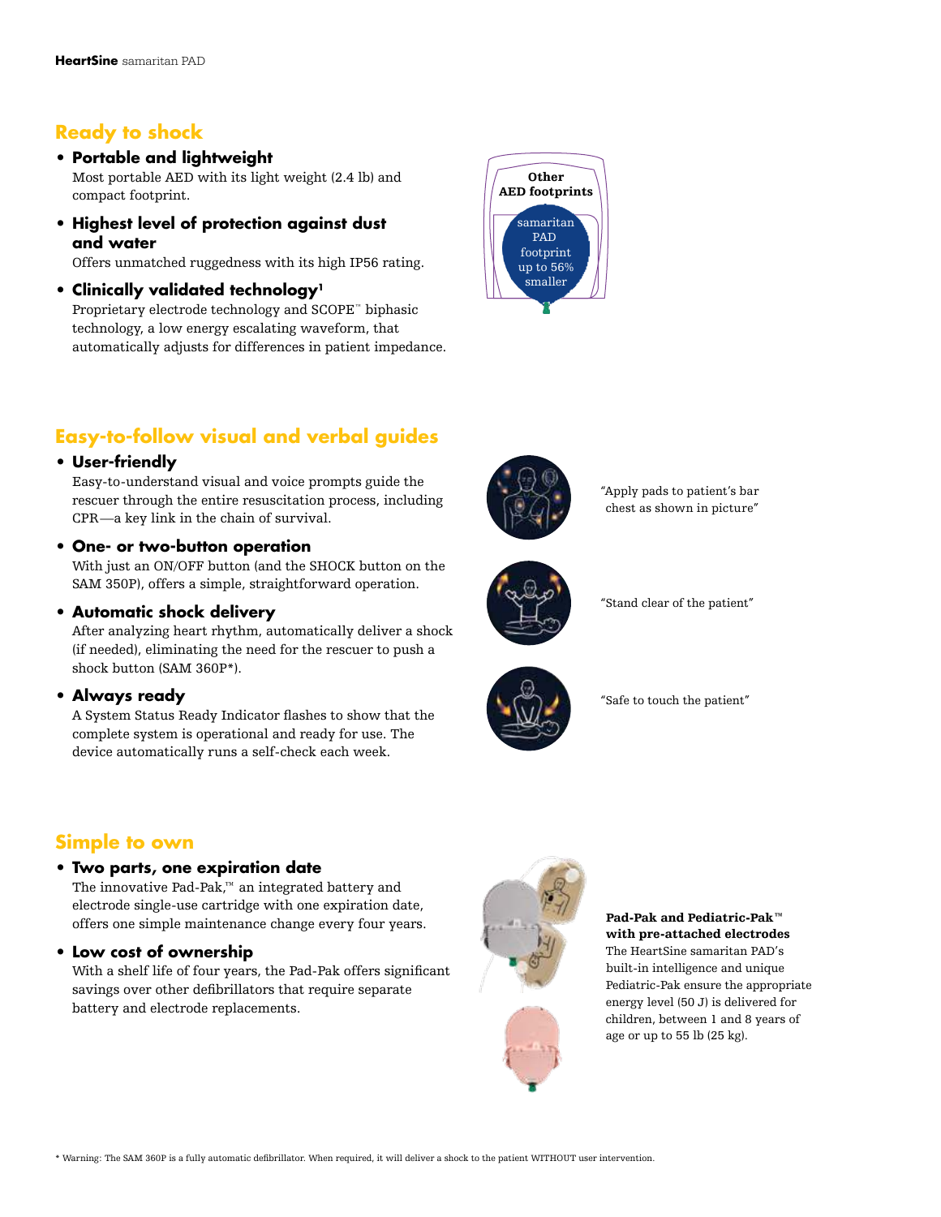## Ready to shock

- **Portable and lightweight**
  Most portable AED with its light weight (2.4 lb) and compact footprint.

- **Highest level of protection against dust and water**
  Offers unmatched ruggedness with its high IP56 rating.

- **Clinically validated technology**[1]
  Proprietary electrode technology and SCOPE™ biphasic technology, a low energy escalating waveform, that automatically adjusts for differences in patient impedance.

Other AED footprints

samaritan PAD footprint up to 56% smaller

## Easy-to-follow visual and verbal guides

- **User-friendly**
  Easy-to-understand visual and voice prompts guide the rescuer through the entire resuscitation process, including CPR—a key link in the chain of survival.

- **One- or two-button operation**
  With just an ON/OFF button (and the SHOCK button on the SAM 350P), offers a simple, straightforward operation.

- **Automatic shock delivery**
  After analyzing heart rhythm, automatically deliver a shock (if needed), eliminating the need for the rescuer to push a shock button (SAM 360P*).

- **Always ready**
  A System Status Ready Indicator flashes to show that the complete system is operational and ready for use. The device automatically runs a self-check each week.

"Apply pads to patient's bar chest as shown in picture"

"Stand clear of the patient"

"Safe to touch the patient"

## Simple to own

- **Two parts, one expiration date**
  The innovative Pad-Pak,™ an integrated battery and electrode single-use cartridge with one expiration date, offers one simple maintenance change every four years.

- **Low cost of ownership**
  With a shelf life of four years, the Pad-Pak offers significant savings over other defibrillators that require separate battery and electrode replacements.

**Pad-Pak and Pediatric-Pak™ with pre-attached electrodes**
The HeartSine samaritan PAD's built-in intelligence and unique Pediatric-Pak ensure the appropriate energy level (50 J) is delivered for children, between 1 and 8 years of age or up to 55 lb (25 kg).

* Warning: The SAM 360P is a fully automatic defibrillator. When required, it will deliver a shock to the patient WITHOUT user intervention.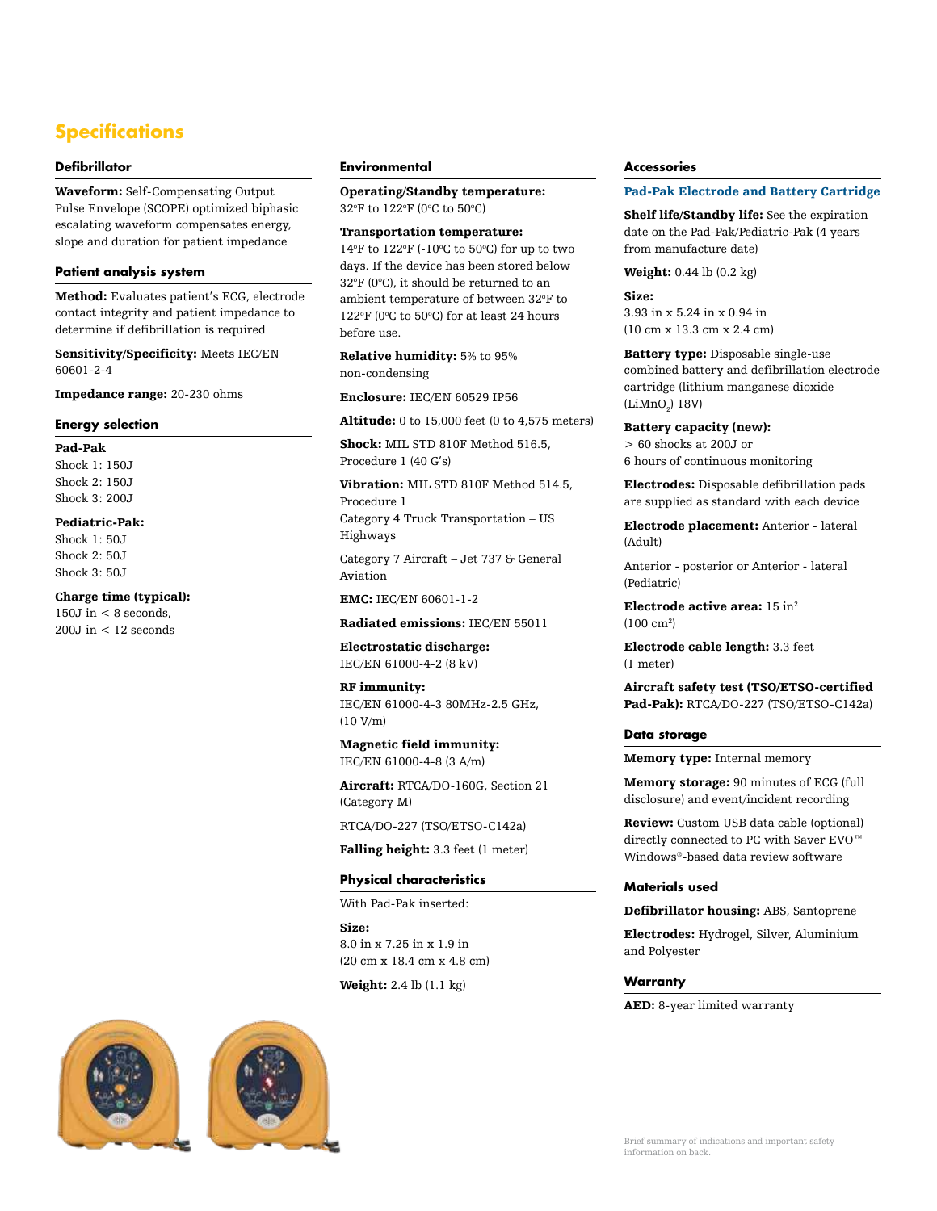# Specifications

## Defibrillator

**Waveform:** Self-Compensating Output Pulse Envelope (SCOPE) optimized biphasic escalating waveform compensates energy, slope and duration for patient impedance

## Patient analysis system

**Method:** Evaluates patient's ECG, electrode contact integrity and patient impedance to determine if defibrillation is required

**Sensitivity/Specificity:** Meets IEC/EN 60601-2-4

**Impedance range:** 20-230 ohms

## Energy selection

**Pad-Pak**
Shock 1: 150J
Shock 2: 150J
Shock 3: 200J

**Pediatric-Pak:**
Shock 1: 50J
Shock 2: 50J
Shock 3: 50J

**Charge time (typical):**
150J in < 8 seconds,
200J in < 12 seconds

## Environmental

**Operating/Standby temperature:**
32ºF to 122ºF (0ºC to 50ºC)

**Transportation temperature:**
14ºF to 122ºF (-10ºC to 50ºC) for up to two days. If the device has been stored below 32ºF (0ºC), it should be returned to an ambient temperature of between 32ºF to 122ºF (0ºC to 50ºC) for at least 24 hours before use.

**Relative humidity:** 5% to 95% non-condensing

**Enclosure:** IEC/EN 60529 IP56

**Altitude:** 0 to 15,000 feet (0 to 4,575 meters)

**Shock:** MIL STD 810F Method 516.5, Procedure 1 (40 G's)

**Vibration:** MIL STD 810F Method 514.5, Procedure 1
Category 4 Truck Transportation – US Highways

Category 7 Aircraft – Jet 737 & General Aviation

**EMC:** IEC/EN 60601-1-2

**Radiated emissions:** IEC/EN 55011

**Electrostatic discharge:**
IEC/EN 61000-4-2 (8 kV)

**RF immunity:**
IEC/EN 61000-4-3 80MHz-2.5 GHz, (10 V/m)

**Magnetic field immunity:**
IEC/EN 61000-4-8 (3 A/m)

**Aircraft:** RTCA/DO-160G, Section 21 (Category M)

RTCA/DO-227 (TSO/ETSO-C142a)

**Falling height:** 3.3 feet (1 meter)

## Physical characteristics

With Pad-Pak inserted:

**Size:**
8.0 in x 7.25 in x 1.9 in
(20 cm x 18.4 cm x 4.8 cm)

**Weight:** 2.4 lb (1.1 kg)

## Accessories

### Pad-Pak Electrode and Battery Cartridge

**Shelf life/Standby life:** See the expiration date on the Pad-Pak/Pediatric-Pak (4 years from manufacture date)

**Weight:** 0.44 lb (0.2 kg)

**Size:**
3.93 in x 5.24 in x 0.94 in
(10 cm x 13.3 cm x 2.4 cm)

**Battery type:** Disposable single-use combined battery and defibrillation electrode cartridge (lithium manganese dioxide ($LiMnO_2$) 18V)

**Battery capacity (new):**
> 60 shocks at 200J or
6 hours of continuous monitoring

**Electrodes:** Disposable defibrillation pads are supplied as standard with each device

**Electrode placement:** Anterior - lateral (Adult)

Anterior - posterior or Anterior - lateral (Pediatric)

**Electrode active area:** 15 $in^2$ (100 $cm^2$)

**Electrode cable length:** 3.3 feet (1 meter)

**Aircraft safety test (TSO/ETSO-certified Pad-Pak):** RTCA/DO-227 (TSO/ETSO-C142a)

## Data storage

**Memory type:** Internal memory

**Memory storage:** 90 minutes of ECG (full disclosure) and event/incident recording

**Review:** Custom USB data cable (optional) directly connected to PC with Saver EVO™ Windows®-based data review software

## Materials used

**Defibrillator housing:** ABS, Santoprene

**Electrodes:** Hydrogel, Silver, Aluminium and Polyester

## Warranty

**AED:** 8-year limited warranty

Brief summary of indications and important safety information on back.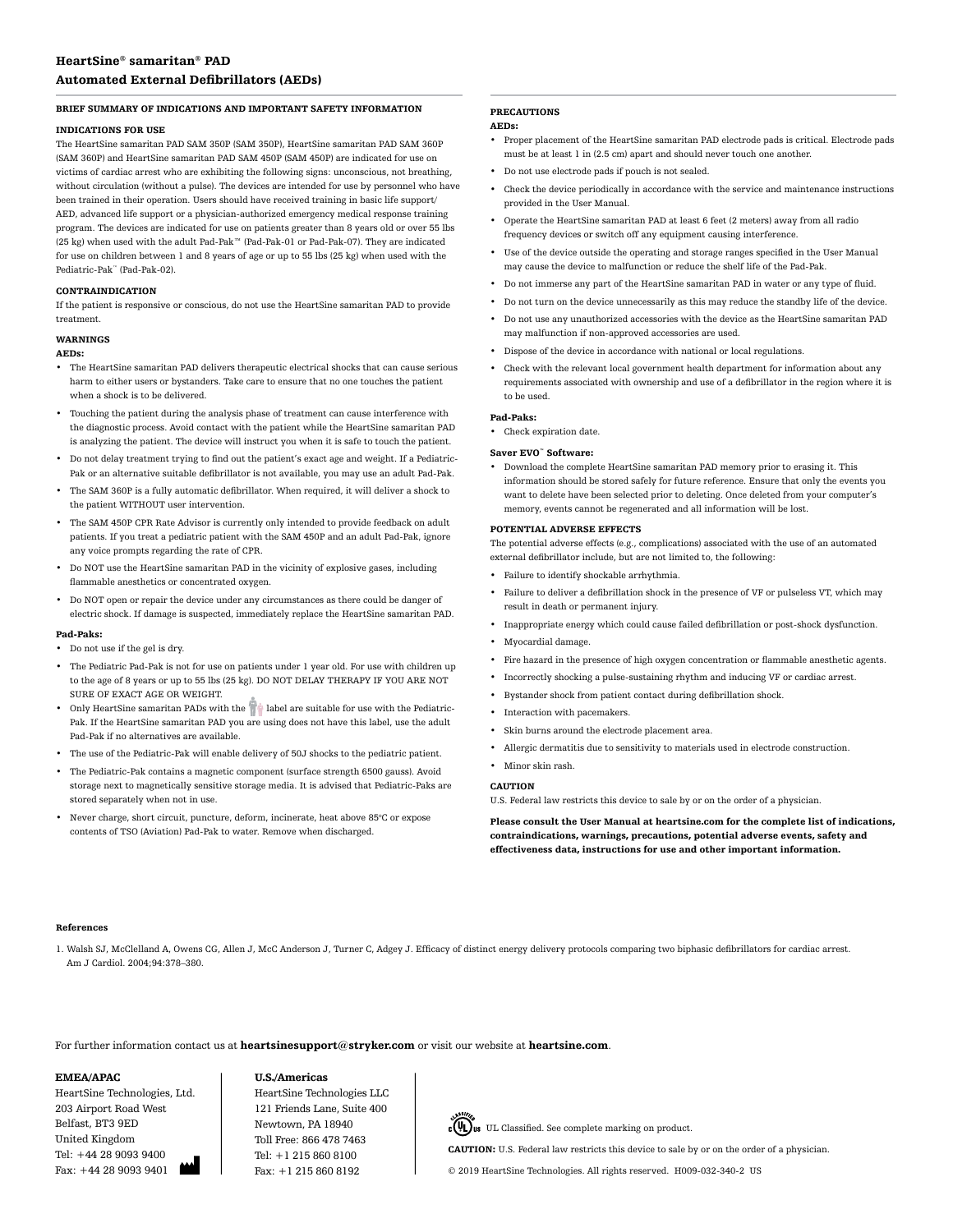**HeartSine® samaritan® PAD**
**Automated External Defibrillators (AEDs)**

## BRIEF SUMMARY OF INDICATIONS AND IMPORTANT SAFETY INFORMATION

### INDICATIONS FOR USE

The HeartSine samaritan PAD SAM 350P (SAM 350P), HeartSine samaritan PAD SAM 360P (SAM 360P) and HeartSine samaritan PAD SAM 450P (SAM 450P) are indicated for use on victims of cardiac arrest who are exhibiting the following signs: unconscious, not breathing, without circulation (without a pulse). The devices are intended for use by personnel who have been trained in their operation. Users should have received training in basic life support/AED, advanced life support or a physician-authorized emergency medical response training program. The devices are indicated for use on patients greater than 8 years old or over 55 lbs (25 kg) when used with the adult Pad-Pak™ (Pad-Pak-01 or Pad-Pak-07). They are indicated for use on children between 1 and 8 years of age or up to 55 lbs (25 kg) when used with the Pediatric-Pak™ (Pad-Pak-02).

### CONTRAINDICATION

If the patient is responsive or conscious, do not use the HeartSine samaritan PAD to provide treatment.

### WARNINGS

**AEDs:**

- The HeartSine samaritan PAD delivers therapeutic electrical shocks that can cause serious harm to either users or bystanders. Take care to ensure that no one touches the patient when a shock is to be delivered.
- Touching the patient during the analysis phase of treatment can cause interference with the diagnostic process. Avoid contact with the patient while the HeartSine samaritan PAD is analyzing the patient. The device will instruct you when it is safe to touch the patient.
- Do not delay treatment trying to find out the patient's exact age and weight. If a Pediatric-Pak or an alternative suitable defibrillator is not available, you may use an adult Pad-Pak.
- The SAM 360P is a fully automatic defibrillator. When required, it will deliver a shock to the patient WITHOUT user intervention.
- The SAM 450P CPR Rate Advisor is currently only intended to provide feedback on adult patients. If you treat a pediatric patient with the SAM 450P and an adult Pad-Pak, ignore any voice prompts regarding the rate of CPR.
- Do NOT use the HeartSine samaritan PAD in the vicinity of explosive gases, including flammable anesthetics or concentrated oxygen.
- Do NOT open or repair the device under any circumstances as there could be danger of electric shock. If damage is suspected, immediately replace the HeartSine samaritan PAD.

**Pad-Paks:**

- Do not use if the gel is dry.
- The Pediatric Pad-Pak is not for use on patients under 1 year old. For use with children up to the age of 8 years or up to 55 lbs (25 kg). DO NOT DELAY THERAPY IF YOU ARE NOT SURE OF EXACT AGE OR WEIGHT.
- Only HeartSine samaritan PADs with the label are suitable for use with the Pediatric-Pak. If the HeartSine samaritan PAD you are using does not have this label, use the adult Pad-Pak if no alternatives are available.
- The use of the Pediatric-Pak will enable delivery of 50J shocks to the pediatric patient.
- The Pediatric-Pak contains a magnetic component (surface strength 6500 gauss). Avoid storage next to magnetically sensitive storage media. It is advised that Pediatric-Paks are stored separately when not in use.
- Never charge, short circuit, puncture, deform, incinerate, heat above 85°C or expose contents of TSO (Aviation) Pad-Pak to water. Remove when discharged.

### PRECAUTIONS

**AEDs:**

- Proper placement of the HeartSine samaritan PAD electrode pads is critical. Electrode pads must be at least 1 in (2.5 cm) apart and should never touch one another.
- Do not use electrode pads if pouch is not sealed.
- Check the device periodically in accordance with the service and maintenance instructions provided in the User Manual.
- Operate the HeartSine samaritan PAD at least 6 feet (2 meters) away from all radio frequency devices or switch off any equipment causing interference.
- Use of the device outside the operating and storage ranges specified in the User Manual may cause the device to malfunction or reduce the shelf life of the Pad-Pak.
- Do not immerse any part of the HeartSine samaritan PAD in water or any type of fluid.
- Do not turn on the device unnecessarily as this may reduce the standby life of the device.
- Do not use any unauthorized accessories with the device as the HeartSine samaritan PAD may malfunction if non-approved accessories are used.
- Dispose of the device in accordance with national or local regulations.
- Check with the relevant local government health department for information about any requirements associated with ownership and use of a defibrillator in the region where it is to be used.

**Pad-Paks:**

- Check expiration date.

**Saver EVO™ Software:**

- Download the complete HeartSine samaritan PAD memory prior to erasing it. This information should be stored safely for future reference. Ensure that only the events you want to delete have been selected prior to deleting. Once deleted from your computer's memory, events cannot be regenerated and all information will be lost.

### POTENTIAL ADVERSE EFFECTS

The potential adverse effects (e.g., complications) associated with the use of an automated external defibrillator include, but are not limited to, the following:

- Failure to identify shockable arrhythmia.
- Failure to deliver a defibrillation shock in the presence of VF or pulseless VT, which may result in death or permanent injury.
- Inappropriate energy which could cause failed defibrillation or post-shock dysfunction.
- Myocardial damage.
- Fire hazard in the presence of high oxygen concentration or flammable anesthetic agents.
- Incorrectly shocking a pulse-sustaining rhythm and inducing VF or cardiac arrest.
- Bystander shock from patient contact during defibrillation shock.
- Interaction with pacemakers.
- Skin burns around the electrode placement area.
- Allergic dermatitis due to sensitivity to materials used in electrode construction.
- Minor skin rash.

### CAUTION

U.S. Federal law restricts this device to sale by or on the order of a physician.

**Please consult the User Manual at heartsine.com for the complete list of indications, contraindications, warnings, precautions, potential adverse events, safety and effectiveness data, instructions for use and other important information.**

**References**

1. Walsh SJ, McClelland A, Owens CG, Allen J, McC Anderson J, Turner C, Adgey J. Efficacy of distinct energy delivery protocols comparing two biphasic defibrillators for cardiac arrest. Am J Cardiol. 2004;94:378–380.

For further information contact us at **heartsinesupport@stryker.com** or visit our website at **heartsine.com**.

**EMEA/APAC**
HeartSine Technologies, Ltd.
203 Airport Road West
Belfast, BT3 9ED
United Kingdom
Tel: +44 28 9093 9400
Fax: +44 28 9093 9401

**U.S./Americas**
HeartSine Technologies LLC
121 Friends Lane, Suite 400
Newtown, PA 18940
Toll Free: 866 478 7463
Tel: +1 215 860 8100
Fax: +1 215 860 8192

UL Classified. See complete marking on product.

**CAUTION:** U.S. Federal law restricts this device to sale by or on the order of a physician.

© 2019 HeartSine Technologies. All rights reserved. H009-032-340-2 US